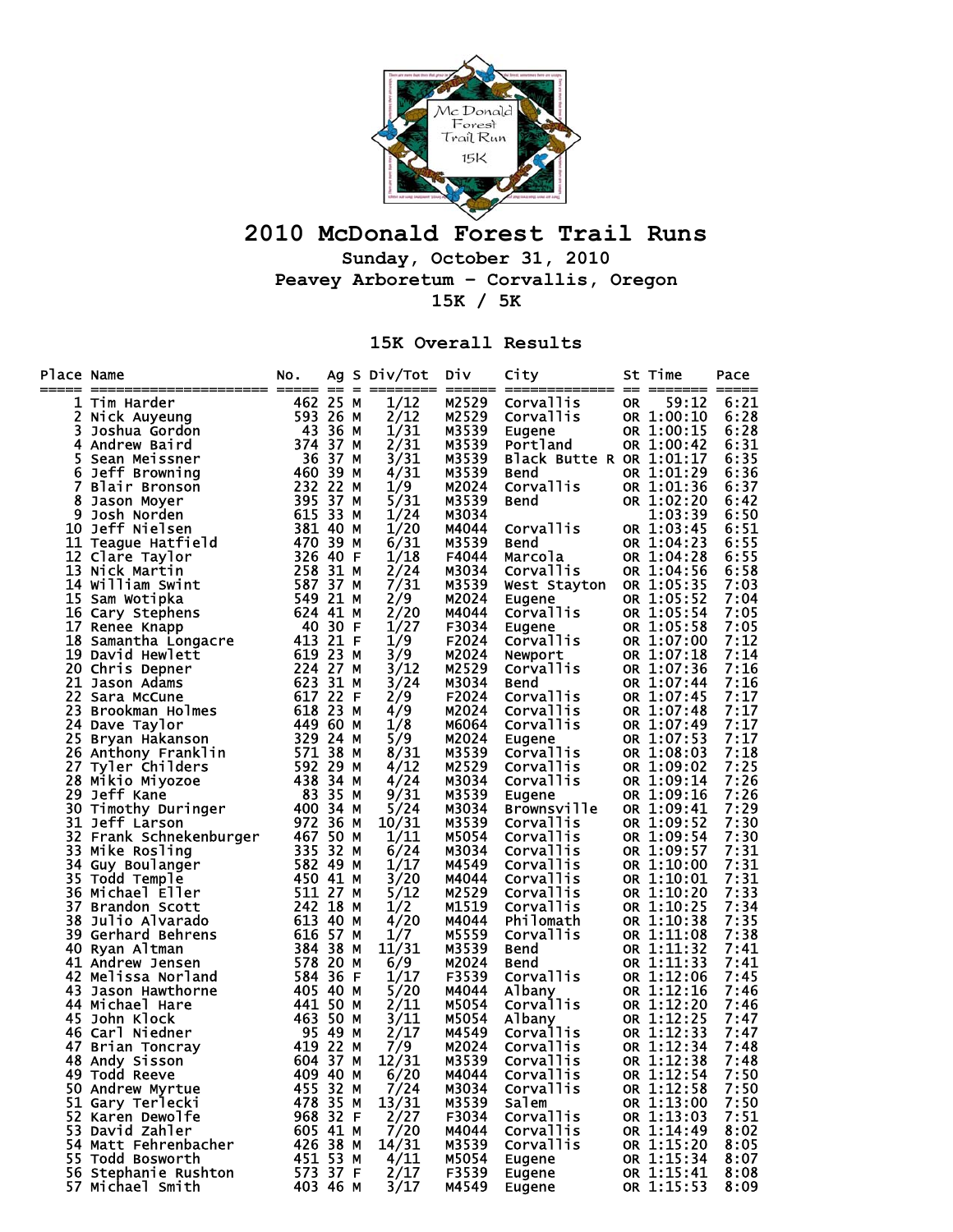# 2010 McDonald Forest Trail Runs

### Sunday, October 31, 2010
### Peavey Arboretum - Corvallis, Oregon
### 15K / 5K

## 15K Overall Results

| Place | Name | No. | Ag | S | Div/Tot | Div | City | St | Time | Pace |
|---|---|---|---|---|---|---|---|---|---|---|
| 1 | Tim Harder | 462 | 25 | M | 1/12 | M2529 | Corvallis | OR | 59:12 | 6:21 |
| 2 | Nick Auyeung | 593 | 26 | M | 2/12 | M2529 | Corvallis | OR | 1:00:10 | 6:28 |
| 3 | Joshua Gordon | 43 | 36 | M | 1/31 | M3539 | Eugene | OR | 1:00:15 | 6:28 |
| 4 | Andrew Baird | 374 | 37 | M | 2/31 | M3539 | Portland | OR | 1:00:42 | 6:31 |
| 5 | Sean Meissner | 36 | 37 | M | 3/31 | M3539 | Black Butte R | OR | 1:01:17 | 6:35 |
| 6 | Jeff Browning | 460 | 39 | M | 4/31 | M3539 | Bend | OR | 1:01:29 | 6:36 |
| 7 | Blair Bronson | 232 | 22 | M | 1/9 | M2024 | Corvallis | OR | 1:01:36 | 6:37 |
| 8 | Jason Moyer | 395 | 37 | M | 5/31 | M3539 | Bend | OR | 1:02:20 | 6:42 |
| 9 | Josh Norden | 615 | 33 | M | 1/24 | M3034 | | | 1:03:39 | 6:50 |
| 10 | Jeff Nielsen | 381 | 40 | M | 1/20 | M4044 | Corvallis | OR | 1:03:45 | 6:51 |
| 11 | Teague Hatfield | 470 | 39 | M | 6/31 | M3539 | Bend | OR | 1:04:23 | 6:55 |
| 12 | Clare Taylor | 326 | 40 | F | 1/18 | F4044 | Marcola | OR | 1:04:28 | 6:55 |
| 13 | Nick Martin | 258 | 31 | M | 2/24 | M3034 | Corvallis | OR | 1:04:56 | 6:58 |
| 14 | William Swint | 587 | 37 | M | 7/31 | M3539 | West Stayton | OR | 1:05:35 | 7:03 |
| 15 | Sam Wotipka | 549 | 21 | M | 2/9 | M2024 | Eugene | OR | 1:05:52 | 7:04 |
| 16 | Cary Stephens | 624 | 41 | M | 2/20 | M4044 | Corvallis | OR | 1:05:54 | 7:05 |
| 17 | Renee Knapp | 40 | 30 | F | 1/27 | F3034 | Eugene | OR | 1:05:58 | 7:05 |
| 18 | Samantha Longacre | 413 | 21 | F | 1/9 | F2024 | Corvallis | OR | 1:07:00 | 7:12 |
| 19 | David Hewlett | 619 | 23 | M | 3/9 | M2024 | Newport | OR | 1:07:18 | 7:14 |
| 20 | Chris Depner | 224 | 27 | M | 3/12 | M2529 | Corvallis | OR | 1:07:36 | 7:16 |
| 21 | Jason Adams | 623 | 31 | M | 3/24 | M3034 | Bend | OR | 1:07:44 | 7:16 |
| 22 | Sara McCune | 617 | 22 | F | 2/9 | F2024 | Corvallis | OR | 1:07:45 | 7:17 |
| 23 | Brookman Holmes | 618 | 23 | M | 4/9 | M2024 | Corvallis | OR | 1:07:48 | 7:17 |
| 24 | Dave Taylor | 449 | 60 | M | 1/8 | M6064 | Corvallis | OR | 1:07:49 | 7:17 |
| 25 | Bryan Hakanson | 329 | 24 | M | 5/9 | M2024 | Eugene | OR | 1:07:53 | 7:17 |
| 26 | Anthony Franklin | 571 | 38 | M | 8/31 | M3539 | Corvallis | OR | 1:08:03 | 7:18 |
| 27 | Tyler Childers | 592 | 29 | M | 4/12 | M2529 | Corvallis | OR | 1:09:02 | 7:25 |
| 28 | Mikio Miyozoe | 438 | 34 | M | 4/24 | M3034 | Corvallis | OR | 1:09:14 | 7:26 |
| 29 | Jeff Kane | 83 | 35 | M | 9/31 | M3539 | Eugene | OR | 1:09:16 | 7:26 |
| 30 | Timothy Duringer | 400 | 34 | M | 5/24 | M3034 | Brownsville | OR | 1:09:41 | 7:29 |
| 31 | Jeff Larson | 972 | 36 | M | 10/31 | M3539 | Corvallis | OR | 1:09:52 | 7:30 |
| 32 | Frank Schnekenburger | 467 | 50 | M | 1/11 | M5054 | Corvallis | OR | 1:09:54 | 7:30 |
| 33 | Mike Rosling | 335 | 32 | M | 6/24 | M3034 | Corvallis | OR | 1:09:57 | 7:31 |
| 34 | Guy Boulanger | 582 | 49 | M | 1/17 | M4549 | Corvallis | OR | 1:10:00 | 7:31 |
| 35 | Todd Temple | 450 | 41 | M | 3/20 | M4044 | Corvallis | OR | 1:10:01 | 7:31 |
| 36 | Michael Eller | 511 | 27 | M | 5/12 | M2529 | Corvallis | OR | 1:10:20 | 7:33 |
| 37 | Brandon Scott | 242 | 18 | M | 1/2 | M1519 | Corvallis | OR | 1:10:25 | 7:34 |
| 38 | Julio Alvarado | 613 | 40 | M | 4/20 | M4044 | Philomath | OR | 1:10:38 | 7:35 |
| 39 | Gerhard Behrens | 616 | 57 | M | 1/7 | M5559 | Corvallis | OR | 1:11:08 | 7:38 |
| 40 | Ryan Altman | 384 | 38 | M | 11/31 | M3539 | Bend | OR | 1:11:32 | 7:41 |
| 41 | Andrew Jensen | 578 | 20 | M | 6/9 | M2024 | Bend | OR | 1:11:33 | 7:41 |
| 42 | Melissa Norland | 584 | 36 | F | 1/17 | F3539 | Corvallis | OR | 1:12:06 | 7:45 |
| 43 | Jason Hawthorne | 405 | 40 | M | 5/20 | M4044 | Albany | OR | 1:12:16 | 7:46 |
| 44 | Michael Hare | 441 | 50 | M | 2/11 | M5054 | Corvallis | OR | 1:12:20 | 7:46 |
| 45 | John Klock | 463 | 50 | M | 3/11 | M5054 | Albany | OR | 1:12:25 | 7:47 |
| 46 | Carl Niedner | 95 | 49 | M | 2/17 | M4549 | Corvallis | OR | 1:12:33 | 7:47 |
| 47 | Brian Toncray | 419 | 22 | M | 7/9 | M2024 | Corvallis | OR | 1:12:34 | 7:48 |
| 48 | Andy Sisson | 604 | 37 | M | 12/31 | M3539 | Corvallis | OR | 1:12:38 | 7:48 |
| 49 | Todd Reeve | 409 | 40 | M | 6/20 | M4044 | Corvallis | OR | 1:12:54 | 7:50 |
| 50 | Andrew Myrtue | 455 | 32 | M | 7/24 | M3034 | Corvallis | OR | 1:12:58 | 7:50 |
| 51 | Gary Terlecki | 478 | 35 | M | 13/31 | M3539 | Salem | OR | 1:13:00 | 7:50 |
| 52 | Karen Dewolfe | 968 | 32 | F | 2/27 | F3034 | Corvallis | OR | 1:13:03 | 7:51 |
| 53 | David Zahler | 605 | 41 | M | 7/20 | M4044 | Corvallis | OR | 1:14:49 | 8:02 |
| 54 | Matt Fehrenbacher | 426 | 38 | M | 14/31 | M3539 | Corvallis | OR | 1:15:20 | 8:05 |
| 55 | Todd Bosworth | 451 | 53 | M | 4/11 | M5054 | Eugene | OR | 1:15:34 | 8:07 |
| 56 | Stephanie Rushton | 573 | 37 | F | 2/17 | F3539 | Eugene | OR | 1:15:41 | 8:08 |
| 57 | Michael Smith | 403 | 46 | M | 3/17 | M4549 | Eugene | OR | 1:15:53 | 8:09 |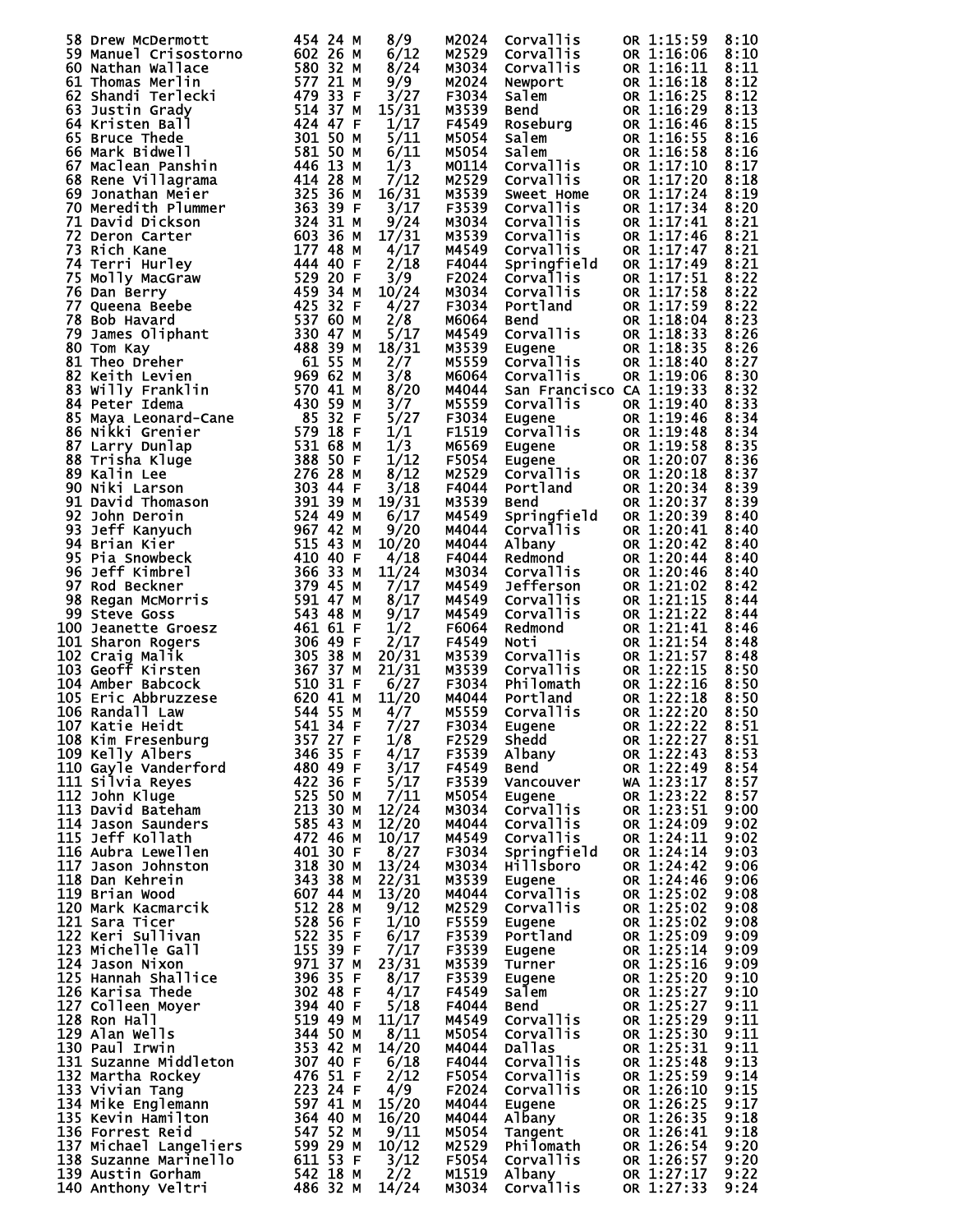| Place | Name | Bib | Age | Sex | Div Place | Division | City | State | Time | Pace |
|---|---|---|---|---|---|---|---|---|---|---|
| 58 | Drew McDermott | 454 | 24 | M | 8/9 | M2024 | Corvallis | OR | 1:15:59 | 8:10 |
| 59 | Manuel Crisostorno | 602 | 26 | M | 6/12 | M2529 | Corvallis | OR | 1:16:06 | 8:10 |
| 60 | Nathan Wallace | 580 | 32 | M | 8/24 | M3034 | Corvallis | OR | 1:16:11 | 8:11 |
| 61 | Thomas Merlin | 577 | 21 | M | 9/9 | M2024 | Newport | OR | 1:16:18 | 8:12 |
| 62 | Shandi Terlecki | 479 | 33 | F | 3/27 | F3034 | Salem | OR | 1:16:25 | 8:12 |
| 63 | Justin Grady | 514 | 37 | M | 15/31 | M3539 | Bend | OR | 1:16:29 | 8:13 |
| 64 | Kristen Ball | 424 | 47 | F | 1/17 | F4549 | Roseburg | OR | 1:16:46 | 8:15 |
| 65 | Bruce Thede | 301 | 50 | M | 5/11 | M5054 | Salem | OR | 1:16:55 | 8:16 |
| 66 | Mark Bidwell | 581 | 50 | M | 6/11 | M5054 | Salem | OR | 1:16:58 | 8:16 |
| 67 | Maclean Panshin | 446 | 13 | M | 1/3 | M0114 | Corvallis | OR | 1:17:10 | 8:17 |
| 68 | Rene Villagrama | 414 | 28 | M | 7/12 | M2529 | Corvallis | OR | 1:17:20 | 8:18 |
| 69 | Jonathan Meier | 325 | 36 | M | 16/31 | M3539 | Sweet Home | OR | 1:17:24 | 8:19 |
| 70 | Meredith Plummer | 363 | 39 | F | 3/17 | F3539 | Corvallis | OR | 1:17:34 | 8:20 |
| 71 | David Dickson | 324 | 31 | M | 9/24 | M3034 | Corvallis | OR | 1:17:41 | 8:21 |
| 72 | Deron Carter | 603 | 36 | M | 17/31 | M3539 | Corvallis | OR | 1:17:46 | 8:21 |
| 73 | Rich Kane | 177 | 48 | M | 4/17 | M4549 | Corvallis | OR | 1:17:47 | 8:21 |
| 74 | Terri Hurley | 444 | 40 | F | 2/18 | F4044 | Springfield | OR | 1:17:49 | 8:21 |
| 75 | Molly MacGraw | 529 | 20 | F | 3/9 | F2024 | Corvallis | OR | 1:17:51 | 8:22 |
| 76 | Dan Berry | 459 | 34 | M | 10/24 | M3034 | Corvallis | OR | 1:17:58 | 8:22 |
| 77 | Queena Beebe | 425 | 32 | F | 4/27 | F3034 | Portland | OR | 1:17:59 | 8:22 |
| 78 | Bob Havard | 537 | 60 | M | 2/8 | M6064 | Bend | OR | 1:18:04 | 8:23 |
| 79 | James Oliphant | 330 | 47 | M | 5/17 | M4549 | Corvallis | OR | 1:18:33 | 8:26 |
| 80 | Tom Kay | 488 | 39 | M | 18/31 | M3539 | Eugene | OR | 1:18:35 | 8:26 |
| 81 | Theo Dreher | 61 | 55 | M | 2/7 | M5559 | Corvallis | OR | 1:18:40 | 8:27 |
| 82 | Keith Levien | 969 | 62 | M | 3/8 | M6064 | Corvallis | OR | 1:19:06 | 8:30 |
| 83 | Willy Franklin | 570 | 41 | M | 8/20 | M4044 | San Francisco | CA | 1:19:33 | 8:32 |
| 84 | Peter Idema | 430 | 59 | M | 3/7 | M5559 | Corvallis | OR | 1:19:40 | 8:33 |
| 85 | Maya Leonard-Cane | 85 | 32 | F | 5/27 | F3034 | Eugene | OR | 1:19:46 | 8:34 |
| 86 | Nikki Grenier | 579 | 18 | F | 1/1 | F1519 | Corvallis | OR | 1:19:48 | 8:34 |
| 87 | Larry Dunlap | 531 | 68 | M | 1/3 | M6569 | Eugene | OR | 1:19:58 | 8:35 |
| 88 | Trisha Kluge | 388 | 50 | F | 1/12 | F5054 | Eugene | OR | 1:20:07 | 8:36 |
| 89 | Kalin Lee | 276 | 28 | M | 8/12 | M2529 | Corvallis | OR | 1:20:18 | 8:37 |
| 90 | Niki Larson | 303 | 44 | F | 3/18 | F4044 | Portland | OR | 1:20:34 | 8:39 |
| 91 | David Thomason | 391 | 39 | M | 19/31 | M3539 | Bend | OR | 1:20:37 | 8:39 |
| 92 | John Deroin | 524 | 49 | M | 6/17 | M4549 | Springfield | OR | 1:20:39 | 8:40 |
| 93 | Jeff Kanyuch | 967 | 42 | M | 9/20 | M4044 | Corvallis | OR | 1:20:41 | 8:40 |
| 94 | Brian Kier | 515 | 43 | M | 10/20 | M4044 | Albany | OR | 1:20:42 | 8:40 |
| 95 | Pia Snowbeck | 410 | 40 | F | 4/18 | F4044 | Redmond | OR | 1:20:44 | 8:40 |
| 96 | Jeff Kimbrel | 366 | 33 | M | 11/24 | M3034 | Corvallis | OR | 1:20:46 | 8:40 |
| 97 | Rod Beckner | 379 | 45 | M | 7/17 | M4549 | Jefferson | OR | 1:21:02 | 8:42 |
| 98 | Regan McMorris | 591 | 47 | M | 8/17 | M4549 | Corvallis | OR | 1:21:15 | 8:44 |
| 99 | Steve Goss | 543 | 48 | M | 9/17 | M4549 | Corvallis | OR | 1:21:22 | 8:44 |
| 100 | Jeanette Groesz | 461 | 61 | F | 1/2 | F6064 | Redmond | OR | 1:21:41 | 8:46 |
| 101 | Sharon Rogers | 306 | 49 | F | 2/17 | F4549 | Noti | OR | 1:21:54 | 8:48 |
| 102 | Craig Malik | 305 | 38 | M | 20/31 | M3539 | Corvallis | OR | 1:21:57 | 8:48 |
| 103 | Geoff Kirsten | 367 | 37 | M | 21/31 | M3539 | Corvallis | OR | 1:22:15 | 8:50 |
| 104 | Amber Babcock | 510 | 31 | F | 6/27 | F3034 | Philomath | OR | 1:22:16 | 8:50 |
| 105 | Eric Abbruzzese | 620 | 41 | M | 11/20 | M4044 | Portland | OR | 1:22:18 | 8:50 |
| 106 | Randall Law | 544 | 55 | M | 4/7 | M5559 | Corvallis | OR | 1:22:20 | 8:50 |
| 107 | Katie Heidt | 541 | 34 | F | 7/27 | F3034 | Eugene | OR | 1:22:22 | 8:51 |
| 108 | Kim Fresenburg | 357 | 27 | F | 1/8 | F2529 | Shedd | OR | 1:22:27 | 8:51 |
| 109 | Kelly Albers | 346 | 35 | F | 4/17 | F3539 | Albany | OR | 1:22:43 | 8:53 |
| 110 | Gayle Vanderford | 480 | 49 | F | 3/17 | F4549 | Bend | OR | 1:22:49 | 8:54 |
| 111 | Silvia Reyes | 422 | 36 | F | 5/17 | F3539 | Vancouver | WA | 1:23:17 | 8:57 |
| 112 | John Kluge | 525 | 50 | M | 7/11 | M5054 | Eugene | OR | 1:23:22 | 8:57 |
| 113 | David Bateham | 213 | 30 | M | 12/24 | M3034 | Corvallis | OR | 1:23:51 | 9:00 |
| 114 | Jason Saunders | 585 | 43 | M | 12/20 | M4044 | Corvallis | OR | 1:24:09 | 9:02 |
| 115 | Jeff Kollath | 472 | 46 | M | 10/17 | M4549 | Corvallis | OR | 1:24:11 | 9:02 |
| 116 | Aubra Lewellen | 401 | 30 | F | 8/27 | F3034 | Springfield | OR | 1:24:14 | 9:03 |
| 117 | Jason Johnston | 318 | 30 | M | 13/24 | M3034 | Hillsboro | OR | 1:24:42 | 9:06 |
| 118 | Dan Kehrein | 343 | 38 | M | 22/31 | M3539 | Eugene | OR | 1:24:46 | 9:06 |
| 119 | Brian Wood | 607 | 44 | M | 13/20 | M4044 | Corvallis | OR | 1:25:02 | 9:08 |
| 120 | Mark Kacmarcik | 512 | 28 | M | 9/12 | M2529 | Corvallis | OR | 1:25:02 | 9:08 |
| 121 | Sara Ticer | 528 | 56 | F | 1/10 | F5559 | Eugene | OR | 1:25:02 | 9:08 |
| 122 | Keri Sullivan | 522 | 35 | F | 6/17 | F3539 | Portland | OR | 1:25:09 | 9:09 |
| 123 | Michelle Gall | 155 | 39 | F | 7/17 | F3539 | Eugene | OR | 1:25:14 | 9:09 |
| 124 | Jason Nixon | 971 | 37 | M | 23/31 | M3539 | Turner | OR | 1:25:16 | 9:09 |
| 125 | Hannah Shallice | 396 | 35 | F | 8/17 | F3539 | Eugene | OR | 1:25:20 | 9:10 |
| 126 | Karisa Thede | 302 | 48 | F | 4/17 | F4549 | Salem | OR | 1:25:27 | 9:10 |
| 127 | Colleen Moyer | 394 | 40 | F | 5/18 | F4044 | Bend | OR | 1:25:27 | 9:11 |
| 128 | Ron Hall | 519 | 49 | M | 11/17 | M4549 | Corvallis | OR | 1:25:29 | 9:11 |
| 129 | Alan Wells | 344 | 50 | M | 8/11 | M5054 | Corvallis | OR | 1:25:30 | 9:11 |
| 130 | Paul Irwin | 353 | 42 | M | 14/20 | M4044 | Dallas | OR | 1:25:31 | 9:11 |
| 131 | Suzanne Middleton | 307 | 40 | F | 6/18 | F4044 | Corvallis | OR | 1:25:48 | 9:13 |
| 132 | Martha Rockey | 476 | 51 | F | 2/12 | F5054 | Corvallis | OR | 1:25:59 | 9:14 |
| 133 | Vivian Tang | 223 | 24 | F | 4/9 | F2024 | Corvallis | OR | 1:26:10 | 9:15 |
| 134 | Mike Englemann | 597 | 41 | M | 15/20 | M4044 | Eugene | OR | 1:26:25 | 9:17 |
| 135 | Kevin Hamilton | 364 | 40 | M | 16/20 | M4044 | Albany | OR | 1:26:35 | 9:18 |
| 136 | Forrest Reid | 547 | 52 | M | 9/11 | M5054 | Tangent | OR | 1:26:41 | 9:18 |
| 137 | Michael Langeliers | 599 | 29 | M | 10/12 | M2529 | Philomath | OR | 1:26:54 | 9:20 |
| 138 | Suzanne Marinello | 611 | 53 | F | 3/12 | F5054 | Corvallis | OR | 1:26:57 | 9:20 |
| 139 | Austin Gorham | 542 | 18 | M | 2/2 | M1519 | Albany | OR | 1:27:17 | 9:22 |
| 140 | Anthony Veltri | 486 | 32 | M | 14/24 | M3034 | Corvallis | OR | 1:27:33 | 9:24 |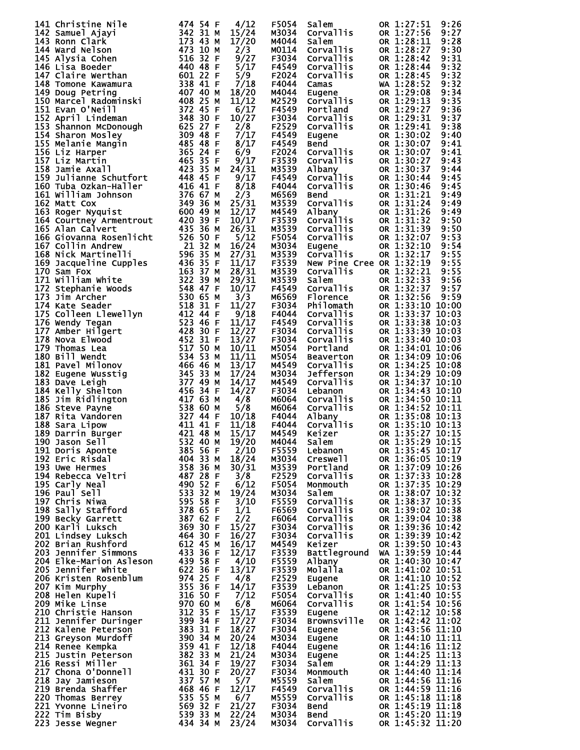| Place | Name | Bib | Age | Sex | Div Place | Division | City | State | Time | Pace |
|---|---|---|---|---|---|---|---|---|---|---|
| 141 | Christine Nile | 474 | 54 | F | 4/12 | F5054 | Salem | OR | 1:27:51 | 9:26 |
| 142 | Samuel Ajayi | 342 | 31 | M | 15/24 | M3034 | Corvallis | OR | 1:27:56 | 9:27 |
| 143 | Ronn Clark | 173 | 43 | M | 17/20 | M4044 | Salem | OR | 1:28:11 | 9:28 |
| 144 | Ward Nelson | 473 | 10 | M | 2/3 | M0114 | Corvallis | OR | 1:28:27 | 9:30 |
| 145 | Alysia Cohen | 516 | 32 | F | 9/27 | F3034 | Corvallis | OR | 1:28:42 | 9:31 |
| 146 | Lisa Boeder | 440 | 48 | F | 5/17 | F4549 | Corvallis | OR | 1:28:44 | 9:32 |
| 147 | Claire Werthan | 601 | 22 | F | 5/9 | F2024 | Corvallis | OR | 1:28:45 | 9:32 |
| 148 | Tomone Kawamura | 338 | 41 | F | 7/18 | F4044 | Camas | WA | 1:28:52 | 9:32 |
| 149 | Doug Petring | 407 | 40 | M | 18/20 | M4044 | Eugene | OR | 1:29:08 | 9:34 |
| 150 | Marcel Radominski | 408 | 25 | M | 11/12 | M2529 | Corvallis | OR | 1:29:13 | 9:35 |
| 151 | Evan O'Neill | 372 | 45 | F | 6/17 | F4549 | Portland | OR | 1:29:27 | 9:36 |
| 152 | April Lindeman | 348 | 30 | F | 10/27 | F3034 | Corvallis | OR | 1:29:31 | 9:37 |
| 153 | Shannon McDonough | 625 | 27 | F | 2/8 | F2529 | Corvallis | OR | 1:29:41 | 9:38 |
| 154 | Sharon Mosley | 309 | 48 | F | 7/17 | F4549 | Eugene | OR | 1:30:02 | 9:40 |
| 155 | Melanie Mangin | 485 | 48 | F | 8/17 | F4549 | Bend | OR | 1:30:07 | 9:41 |
| 156 | Liz Harper | 365 | 24 | F | 6/9 | F2024 | Corvallis | OR | 1:30:07 | 9:41 |
| 157 | Liz Martin | 465 | 35 | F | 9/17 | F3539 | Corvallis | OR | 1:30:27 | 9:43 |
| 158 | Jamie Axall | 423 | 35 | M | 24/31 | M3539 | Albany | OR | 1:30:37 | 9:44 |
| 159 | Julianne Schutfort | 448 | 45 | F | 9/17 | F4549 | Corvallis | OR | 1:30:44 | 9:45 |
| 160 | Tuba Ozkan-Haller | 416 | 41 | F | 8/18 | F4044 | Corvallis | OR | 1:30:46 | 9:45 |
| 161 | William Johnson | 376 | 67 | M | 2/3 | M6569 | Bend | OR | 1:31:21 | 9:49 |
| 162 | Matt Cox | 349 | 36 | M | 25/31 | M3539 | Corvallis | OR | 1:31:24 | 9:49 |
| 163 | Roger Nyquist | 600 | 49 | M | 12/17 | M4549 | Albany | OR | 1:31:26 | 9:49 |
| 164 | Courtney Armentrout | 420 | 39 | F | 10/17 | F3539 | Corvallis | OR | 1:31:32 | 9:50 |
| 165 | Alan Calvert | 435 | 36 | M | 26/31 | M3539 | Corvallis | OR | 1:31:39 | 9:50 |
| 166 | Giovanna Rosenlicht | 526 | 50 | F | 5/12 | F5054 | Corvallis | OR | 1:32:07 | 9:53 |
| 167 | Collin Andrew | 21 | 32 | M | 16/24 | M3034 | Eugene | OR | 1:32:10 | 9:54 |
| 168 | Nick Martinelli | 596 | 35 | M | 27/31 | M3539 | Corvallis | OR | 1:32:17 | 9:55 |
| 169 | Jacqueline Cupples | 436 | 35 | F | 11/17 | F3539 | New Pine Cree | OR | 1:32:19 | 9:55 |
| 170 | Sam Fox | 163 | 37 | M | 28/31 | M3539 | Corvallis | OR | 1:32:21 | 9:55 |
| 171 | William White | 322 | 39 | M | 29/31 | M3539 | Salem | OR | 1:32:33 | 9:56 |
| 172 | Stephanie Woods | 548 | 47 | F | 10/17 | F4549 | Corvallis | OR | 1:32:37 | 9:57 |
| 173 | Jim Archer | 530 | 65 | M | 3/3 | M6569 | Florence | OR | 1:32:56 | 9:59 |
| 174 | Kate Seader | 518 | 31 | F | 11/27 | F3034 | Philomath | OR | 1:33:10 | 10:00 |
| 175 | Colleen Llewellyn | 412 | 44 | F | 9/18 | F4044 | Corvallis | OR | 1:33:37 | 10:03 |
| 176 | Wendy Tegan | 523 | 46 | F | 11/17 | F4549 | Corvallis | OR | 1:33:38 | 10:03 |
| 177 | Amber Hilgert | 428 | 30 | F | 12/27 | F3034 | Corvallis | OR | 1:33:39 | 10:03 |
| 178 | Nova Elwood | 452 | 31 | F | 13/27 | F3034 | Corvallis | OR | 1:33:40 | 10:03 |
| 179 | Thomas Lea | 517 | 50 | M | 10/11 | M5054 | Portland | OR | 1:34:01 | 10:06 |
| 180 | Bill Wendt | 534 | 53 | M | 11/11 | M5054 | Beaverton | OR | 1:34:09 | 10:06 |
| 181 | Pavel Milonov | 466 | 46 | M | 13/17 | M4549 | Corvallis | OR | 1:34:25 | 10:08 |
| 182 | Eugene Wusstig | 345 | 33 | M | 17/24 | M3034 | Jefferson | OR | 1:34:29 | 10:09 |
| 183 | Dave Leigh | 377 | 49 | M | 14/17 | M4549 | Corvallis | OR | 1:34:37 | 10:10 |
| 184 | Kelly Shelton | 456 | 34 | F | 14/27 | F3034 | Lebanon | OR | 1:34:43 | 10:10 |
| 185 | Jim Ridlington | 417 | 63 | M | 4/8 | M6064 | Corvallis | OR | 1:34:50 | 10:11 |
| 186 | Steve Payne | 538 | 60 | M | 5/8 | M6064 | Corvallis | OR | 1:34:52 | 10:11 |
| 187 | Rita Vandoren | 327 | 44 | F | 10/18 | F4044 | Albany | OR | 1:35:08 | 10:13 |
| 188 | Sara Lipow | 411 | 41 | F | 11/18 | F4044 | Corvallis | OR | 1:35:10 | 10:13 |
| 189 | Darrin Burger | 421 | 48 | M | 15/17 | M4549 | Keizer | OR | 1:35:27 | 10:15 |
| 190 | Jason Sell | 532 | 40 | M | 19/20 | M4044 | Salem | OR | 1:35:29 | 10:15 |
| 191 | Doris Aponte | 385 | 56 | F | 2/10 | F5559 | Lebanon | OR | 1:35:45 | 10:17 |
| 192 | Eric Risdal | 404 | 33 | M | 18/24 | M3034 | Creswell | OR | 1:36:05 | 10:19 |
| 193 | Uwe Hermes | 358 | 36 | M | 30/31 | M3539 | Portland | OR | 1:37:09 | 10:26 |
| 194 | Rebecca Veltri | 487 | 28 | F | 3/8 | F2529 | Corvallis | OR | 1:37:33 | 10:28 |
| 195 | Carly Neal | 490 | 52 | F | 6/12 | F5054 | Monmouth | OR | 1:37:35 | 10:29 |
| 196 | Paul Sell | 533 | 32 | M | 19/24 | M3034 | Salem | OR | 1:38:07 | 10:32 |
| 197 | Chris Niwa | 595 | 58 | F | 3/10 | F5559 | Corvallis | OR | 1:38:37 | 10:35 |
| 198 | Sally Stafford | 378 | 65 | F | 1/1 | F6569 | Corvallis | OR | 1:39:02 | 10:38 |
| 199 | Becky Garrett | 387 | 62 | F | 2/2 | F6064 | Corvallis | OR | 1:39:04 | 10:38 |
| 200 | Karli Luksch | 369 | 30 | F | 15/27 | F3034 | Corvallis | OR | 1:39:36 | 10:42 |
| 201 | Lindsey Luksch | 464 | 30 | F | 16/27 | F3034 | Corvallis | OR | 1:39:39 | 10:42 |
| 202 | Brian Rushford | 612 | 45 | M | 16/17 | M4549 | Keizer | OR | 1:39:50 | 10:43 |
| 203 | Jennifer Simmons | 433 | 36 | F | 12/17 | F3539 | Battleground | WA | 1:39:59 | 10:44 |
| 204 | Elke-Marion Asleson | 439 | 58 | F | 4/10 | F5559 | Albany | OR | 1:40:30 | 10:47 |
| 205 | Jennifer White | 622 | 36 | F | 13/17 | F3539 | Molalla | OR | 1:41:02 | 10:51 |
| 206 | Kristen Rosenblum | 974 | 25 | F | 4/8 | F2529 | Eugene | OR | 1:41:10 | 10:52 |
| 207 | Kim Murphy | 355 | 36 | F | 14/17 | F3539 | Lebanon | OR | 1:41:25 | 10:53 |
| 208 | Helen Kupeli | 316 | 50 | F | 7/12 | F5054 | Corvallis | OR | 1:41:40 | 10:55 |
| 209 | Mike Linse | 970 | 60 | M | 6/8 | M6064 | Corvallis | OR | 1:41:54 | 10:56 |
| 210 | Christie Hanson | 312 | 35 | F | 15/17 | F3539 | Eugene | OR | 1:42:12 | 10:58 |
| 211 | Jennifer Duringer | 399 | 34 | F | 17/27 | F3034 | Brownsville | OR | 1:42:42 | 11:02 |
| 212 | Kalene Peterson | 383 | 31 | F | 18/27 | F3034 | Eugene | OR | 1:43:56 | 11:10 |
| 213 | Greyson Murdoff | 390 | 34 | M | 20/24 | M3034 | Eugene | OR | 1:44:10 | 11:11 |
| 214 | Renee Kempka | 359 | 41 | F | 12/18 | F4044 | Eugene | OR | 1:44:16 | 11:12 |
| 215 | Justin Peterson | 382 | 33 | M | 21/24 | M3034 | Eugene | OR | 1:44:25 | 11:13 |
| 216 | Ressi Miller | 361 | 34 | F | 19/27 | F3034 | Salem | OR | 1:44:29 | 11:13 |
| 217 | Chona O'Donnell | 431 | 30 | F | 20/27 | F3034 | Monmouth | OR | 1:44:40 | 11:14 |
| 218 | Jay Jamieson | 337 | 57 | M | 5/7 | M5559 | Salem | OR | 1:44:56 | 11:16 |
| 219 | Brenda Shaffer | 468 | 46 | F | 12/17 | F4549 | Corvallis | OR | 1:44:59 | 11:16 |
| 220 | Thomas Berrey | 535 | 55 | M | 6/7 | M5559 | Corvallis | OR | 1:45:18 | 11:18 |
| 221 | Yvonne Lineiro | 569 | 32 | F | 21/27 | F3034 | Bend | OR | 1:45:19 | 11:18 |
| 222 | Tim Bisby | 539 | 33 | M | 22/24 | M3034 | Bend | OR | 1:45:20 | 11:19 |
| 223 | Jesse Wegner | 434 | 34 | M | 23/24 | M3034 | Corvallis | OR | 1:45:32 | 11:20 |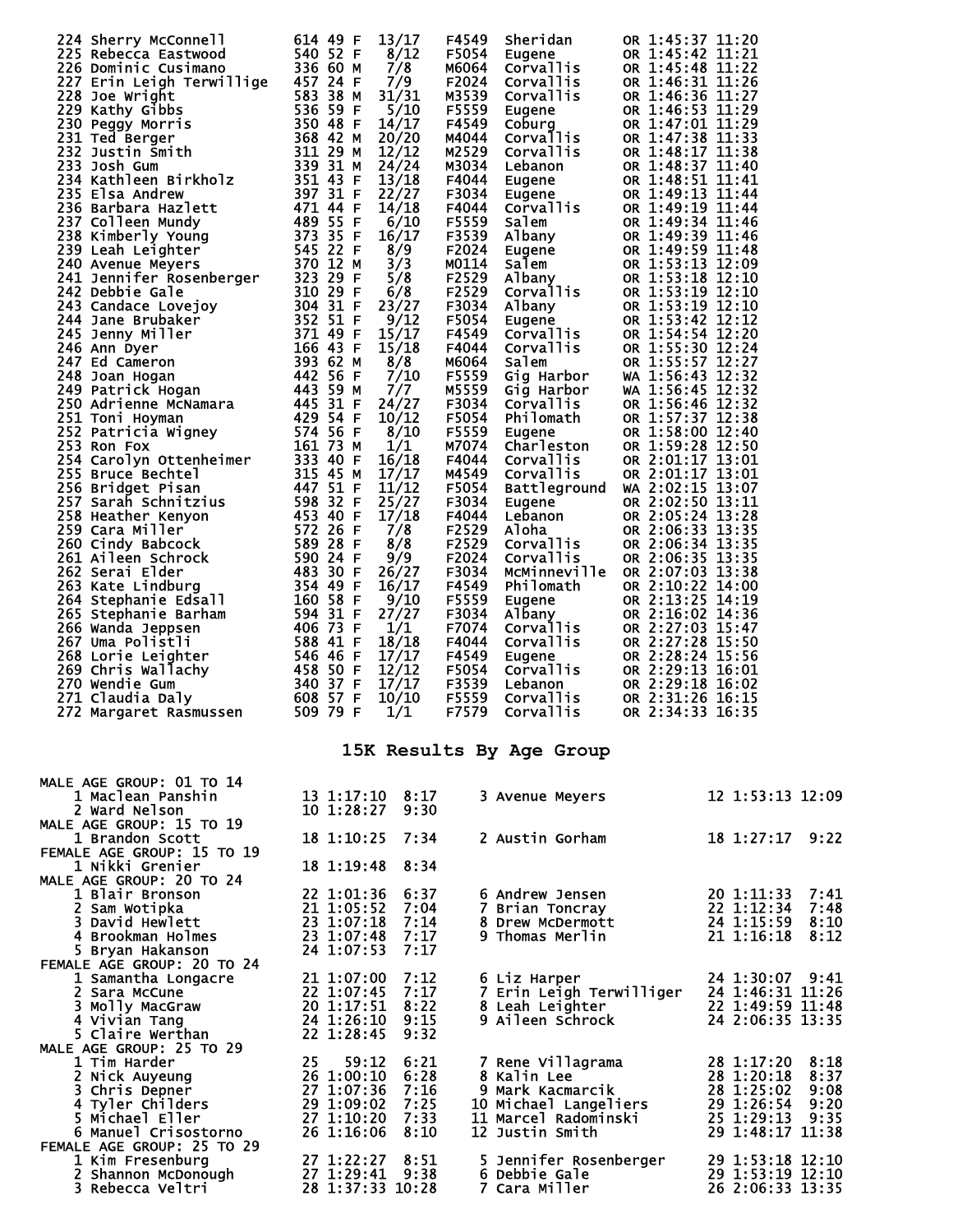| | | | | | | | | | | | |
|---|---|---|---|---|---|---|---|---|---|---|---|
| 224 | Sherry McConnell | 614 | 49 | F | 13/17 | F4549 | Sheridan | OR | 1:45:37 | 11:20 |
| 225 | Rebecca Eastwood | 540 | 52 | F | 8/12 | F5054 | Eugene | OR | 1:45:42 | 11:21 |
| 226 | Dominic Cusimano | 336 | 60 | M | 7/8 | M6064 | Corvallis | OR | 1:45:48 | 11:22 |
| 227 | Erin Leigh Terwillige | 457 | 24 | F | 7/9 | F2024 | Corvallis | OR | 1:46:31 | 11:26 |
| 228 | Joe Wright | 583 | 38 | M | 31/31 | M3539 | Corvallis | OR | 1:46:36 | 11:27 |
| 229 | Kathy Gibbs | 536 | 59 | F | 5/10 | F5559 | Eugene | OR | 1:46:53 | 11:29 |
| 230 | Peggy Morris | 350 | 48 | F | 14/17 | F4549 | Coburg | OR | 1:47:01 | 11:29 |
| 231 | Ted Berger | 368 | 42 | M | 20/20 | M4044 | Corvallis | OR | 1:47:38 | 11:33 |
| 232 | Justin Smith | 311 | 29 | M | 12/12 | M2529 | Corvallis | OR | 1:48:17 | 11:38 |
| 233 | Josh Gum | 339 | 31 | M | 24/24 | M3034 | Lebanon | OR | 1:48:37 | 11:40 |
| 234 | Kathleen Birkholz | 351 | 43 | F | 13/18 | F4044 | Eugene | OR | 1:48:51 | 11:41 |
| 235 | Elsa Andrew | 397 | 31 | F | 22/27 | F3034 | Eugene | OR | 1:49:13 | 11:44 |
| 236 | Barbara Hazlett | 471 | 44 | F | 14/18 | F4044 | Corvallis | OR | 1:49:19 | 11:44 |
| 237 | Colleen Mundy | 489 | 55 | F | 6/10 | F5559 | Salem | OR | 1:49:34 | 11:46 |
| 238 | Kimberly Young | 373 | 35 | F | 16/17 | F3539 | Albany | OR | 1:49:39 | 11:46 |
| 239 | Leah Leighter | 545 | 22 | F | 8/9 | F2024 | Eugene | OR | 1:49:59 | 11:48 |
| 240 | Avenue Meyers | 370 | 12 | M | 3/3 | M0114 | Salem | OR | 1:53:13 | 12:09 |
| 241 | Jennifer Rosenberger | 323 | 29 | F | 5/8 | F2529 | Albany | OR | 1:53:18 | 12:10 |
| 242 | Debbie Gale | 310 | 29 | F | 6/8 | F2529 | Corvallis | OR | 1:53:19 | 12:10 |
| 243 | Candace Lovejoy | 304 | 31 | F | 23/27 | F3034 | Albany | OR | 1:53:19 | 12:10 |
| 244 | Jane Brubaker | 352 | 51 | F | 9/12 | F5054 | Eugene | OR | 1:53:42 | 12:12 |
| 245 | Jenny Miller | 371 | 49 | F | 15/17 | F4549 | Corvallis | OR | 1:54:54 | 12:20 |
| 246 | Ann Dyer | 166 | 43 | F | 15/18 | F4044 | Corvallis | OR | 1:55:30 | 12:24 |
| 247 | Ed Cameron | 393 | 62 | M | 8/8 | M6064 | Salem | OR | 1:55:57 | 12:27 |
| 248 | Joan Hogan | 442 | 56 | F | 7/10 | F5559 | Gig Harbor | WA | 1:56:43 | 12:32 |
| 249 | Patrick Hogan | 443 | 59 | M | 7/7 | M5559 | Gig Harbor | WA | 1:56:45 | 12:32 |
| 250 | Adrienne McNamara | 445 | 31 | F | 24/27 | F3034 | Corvallis | OR | 1:56:46 | 12:32 |
| 251 | Toni Hoyman | 429 | 54 | F | 10/12 | F5054 | Philomath | OR | 1:57:37 | 12:38 |
| 252 | Patricia Wigney | 574 | 56 | F | 8/10 | F5559 | Eugene | OR | 1:58:00 | 12:40 |
| 253 | Ron Fox | 161 | 73 | M | 1/1 | M7074 | Charleston | OR | 1:59:28 | 12:50 |
| 254 | Carolyn Ottenheimer | 333 | 40 | F | 16/18 | F4044 | Corvallis | OR | 2:01:17 | 13:01 |
| 255 | Bruce Bechtel | 315 | 45 | M | 17/17 | M4549 | Corvallis | OR | 2:01:17 | 13:01 |
| 256 | Bridget Pisan | 447 | 51 | F | 11/12 | F5054 | Battleground | WA | 2:02:15 | 13:07 |
| 257 | Sarah Schnitzius | 598 | 32 | F | 25/27 | F3034 | Eugene | OR | 2:02:50 | 13:11 |
| 258 | Heather Kenyon | 453 | 40 | F | 17/18 | F4044 | Lebanon | OR | 2:05:24 | 13:28 |
| 259 | Cara Miller | 572 | 26 | F | 7/8 | F2529 | Aloha | OR | 2:06:33 | 13:35 |
| 260 | Cindy Babcock | 589 | 28 | F | 8/8 | F2529 | Corvallis | OR | 2:06:34 | 13:35 |
| 261 | Aileen Schrock | 590 | 24 | F | 9/9 | F2024 | Corvallis | OR | 2:06:35 | 13:35 |
| 262 | Serai Elder | 483 | 30 | F | 26/27 | F3034 | McMinneville | OR | 2:07:03 | 13:38 |
| 263 | Kate Lindburg | 354 | 49 | F | 16/17 | F4549 | Philomath | OR | 2:10:22 | 14:00 |
| 264 | Stephanie Edsall | 160 | 58 | F | 9/10 | F5559 | Eugene | OR | 2:13:25 | 14:19 |
| 265 | Stephanie Barham | 594 | 31 | F | 27/27 | F3034 | Albany | OR | 2:16:02 | 14:36 |
| 266 | Wanda Jeppsen | 406 | 73 | F | 1/1 | F7074 | Corvallis | OR | 2:27:03 | 15:47 |
| 267 | Uma Polistli | 588 | 41 | F | 18/18 | F4044 | Corvallis | OR | 2:27:28 | 15:50 |
| 268 | Lorie Leighter | 546 | 46 | F | 17/17 | F4549 | Eugene | OR | 2:28:24 | 15:56 |
| 269 | Chris Wallachy | 458 | 50 | F | 12/12 | F5054 | Corvallis | OR | 2:29:13 | 16:01 |
| 270 | Wendie Gum | 340 | 37 | F | 17/17 | F3539 | Lebanon | OR | 2:29:18 | 16:02 |
| 271 | Claudia Daly | 608 | 57 | F | 10/10 | F5559 | Corvallis | OR | 2:31:26 | 16:15 |
| 272 | Margaret Rasmussen | 509 | 79 | F | 1/1 | F7579 | Corvallis | OR | 2:34:33 | 16:35 |

## 15K Results By Age Group

MALE AGE GROUP: 01 TO 14

| | | | | |
|---|---|---|---|---|
| 1 | Maclean Panshin | 13 | 1:17:10 | 8:17 |
| 2 | Ward Nelson | 10 | 1:28:27 | 9:30 |
| 3 | Avenue Meyers | 12 | 1:53:13 | 12:09 |

MALE AGE GROUP: 15 TO 19

| | | | | |
|---|---|---|---|---|
| 1 | Brandon Scott | 18 | 1:10:25 | 7:34 |
| 2 | Austin Gorham | 18 | 1:27:17 | 9:22 |

FEMALE AGE GROUP: 15 TO 19

| | | | | |
|---|---|---|---|---|
| 1 | Nikki Grenier | 18 | 1:19:48 | 8:34 |

MALE AGE GROUP: 20 TO 24

| | | | | |
|---|---|---|---|---|
| 1 | Blair Bronson | 22 | 1:01:36 | 6:37 |
| 2 | Sam Wotipka | 21 | 1:05:52 | 7:04 |
| 3 | David Hewlett | 23 | 1:07:18 | 7:14 |
| 4 | Brookman Holmes | 23 | 1:07:48 | 7:17 |
| 5 | Bryan Hakanson | 24 | 1:07:53 | 7:17 |
| 6 | Andrew Jensen | 20 | 1:11:33 | 7:41 |
| 7 | Brian Toncray | 22 | 1:12:34 | 7:48 |
| 8 | Drew McDermott | 24 | 1:15:59 | 8:10 |
| 9 | Thomas Merlin | 21 | 1:16:18 | 8:12 |

FEMALE AGE GROUP: 20 TO 24

| | | | | |
|---|---|---|---|---|
| 1 | Samantha Longacre | 21 | 1:07:00 | 7:12 |
| 2 | Sara McCune | 22 | 1:07:45 | 7:17 |
| 3 | Molly MacGraw | 20 | 1:17:51 | 8:22 |
| 4 | Vivian Tang | 24 | 1:26:10 | 9:15 |
| 5 | Claire Werthan | 22 | 1:28:45 | 9:32 |
| 6 | Liz Harper | 24 | 1:30:07 | 9:41 |
| 7 | Erin Leigh Terwilliger | 24 | 1:46:31 | 11:26 |
| 8 | Leah Leighter | 22 | 1:49:59 | 11:48 |
| 9 | Aileen Schrock | 24 | 2:06:35 | 13:35 |

MALE AGE GROUP: 25 TO 29

| | | | | |
|---|---|---|---|---|
| 1 | Tim Harder | 25 | 59:12 | 6:21 |
| 2 | Nick Auyeung | 26 | 1:00:10 | 6:28 |
| 3 | Chris Depner | 27 | 1:07:36 | 7:16 |
| 4 | Tyler Childers | 29 | 1:09:02 | 7:25 |
| 5 | Michael Eller | 27 | 1:10:20 | 7:33 |
| 6 | Manuel Crisostorno | 26 | 1:16:06 | 8:10 |
| 7 | Rene Villagrama | 28 | 1:17:20 | 8:18 |
| 8 | Kalin Lee | 28 | 1:20:18 | 8:37 |
| 9 | Mark Kacmarcik | 28 | 1:25:02 | 9:08 |
| 10 | Michael Langeliers | 29 | 1:26:54 | 9:20 |
| 11 | Marcel Radominski | 25 | 1:29:13 | 9:35 |
| 12 | Justin Smith | 29 | 1:48:17 | 11:38 |

FEMALE AGE GROUP: 25 TO 29

| | | | | |
|---|---|---|---|---|
| 1 | Kim Fresenburg | 27 | 1:22:27 | 8:51 |
| 2 | Shannon McDonough | 27 | 1:29:41 | 9:38 |
| 3 | Rebecca Veltri | 28 | 1:37:33 | 10:28 |
| 5 | Jennifer Rosenberger | 29 | 1:53:18 | 12:10 |
| 6 | Debbie Gale | 29 | 1:53:19 | 12:10 |
| 7 | Cara Miller | 26 | 2:06:33 | 13:35 |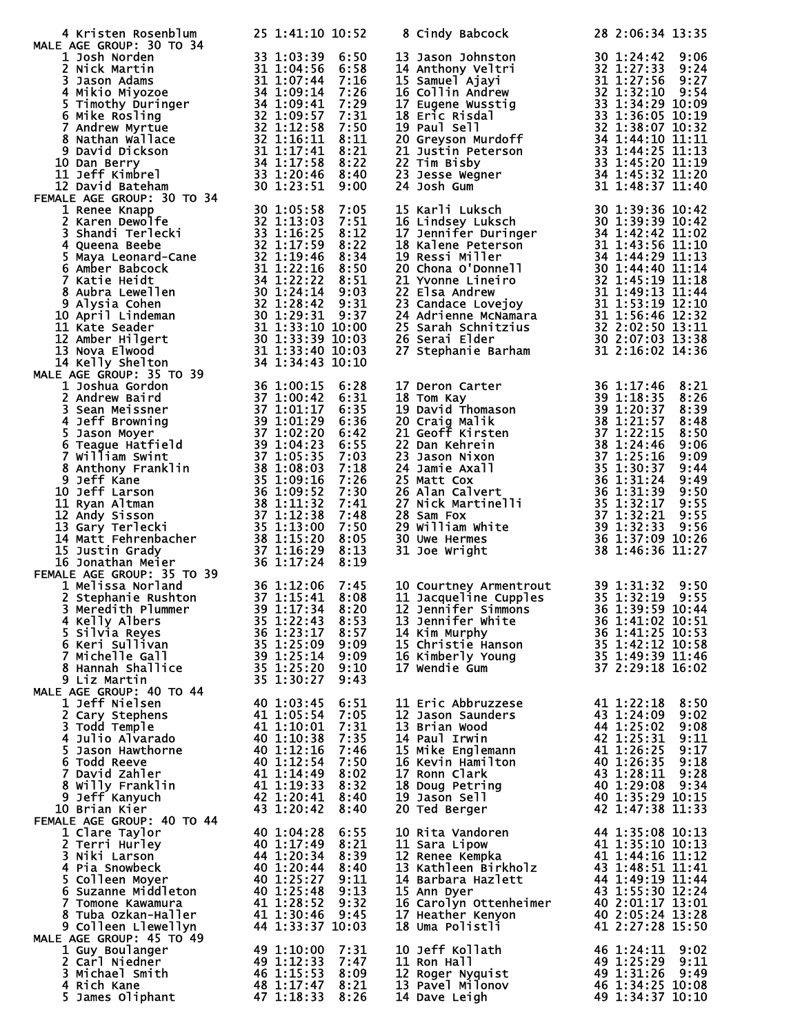| | | | | | | | | | |
|---|---|---|---|---|---|---|---|---|---|
| 4 | Kristen Rosenblum | 25 | 1:41:10 | 10:52 | 8 | Cindy Babcock | 28 | 2:06:34 | 13:35 |

MALE AGE GROUP: 30 TO 34

| | | | | | | | | | |
|---|---|---|---|---|---|---|---|---|---|
| 1 | Josh Norden | 33 | 1:03:39 | 6:50 | 13 | Jason Johnston | 30 | 1:24:42 | 9:06 |
| 2 | Nick Martin | 31 | 1:04:56 | 6:58 | 14 | Anthony Veltri | 32 | 1:27:33 | 9:24 |
| 3 | Jason Adams | 31 | 1:07:44 | 7:16 | 15 | Samuel Ajayi | 31 | 1:27:56 | 9:27 |
| 4 | Mikio Miyozoe | 34 | 1:09:14 | 7:26 | 16 | Collin Andrew | 32 | 1:32:10 | 9:54 |
| 5 | Timothy Duringer | 34 | 1:09:41 | 7:29 | 17 | Eugene Wusstig | 33 | 1:34:29 | 10:09 |
| 6 | Mike Rosling | 32 | 1:09:57 | 7:31 | 18 | Eric Risdal | 33 | 1:36:05 | 10:19 |
| 7 | Andrew Myrtue | 32 | 1:12:58 | 7:50 | 19 | Paul Sell | 32 | 1:38:07 | 10:32 |
| 8 | Nathan Wallace | 32 | 1:16:11 | 8:11 | 20 | Greyson Murdoff | 34 | 1:44:10 | 11:11 |
| 9 | David Dickson | 31 | 1:17:41 | 8:21 | 21 | Justin Peterson | 33 | 1:44:25 | 11:13 |
| 10 | Dan Berry | 34 | 1:17:58 | 8:22 | 22 | Tim Bisby | 33 | 1:45:20 | 11:19 |
| 11 | Jeff Kimbrel | 33 | 1:20:46 | 8:40 | 23 | Jesse Wegner | 34 | 1:45:32 | 11:20 |
| 12 | David Bateham | 30 | 1:23:51 | 9:00 | 24 | Josh Gum | 31 | 1:48:37 | 11:40 |

FEMALE AGE GROUP: 30 TO 34

| | | | | | | | | | |
|---|---|---|---|---|---|---|---|---|---|
| 1 | Renee Knapp | 30 | 1:05:58 | 7:05 | 15 | Karli Luksch | 30 | 1:39:36 | 10:42 |
| 2 | Karen Dewolfe | 32 | 1:13:03 | 7:51 | 16 | Lindsey Luksch | 30 | 1:39:39 | 10:42 |
| 3 | Shandi Terlecki | 33 | 1:16:25 | 8:12 | 17 | Jennifer Duringer | 34 | 1:42:42 | 11:02 |
| 4 | Queena Beebe | 32 | 1:17:59 | 8:22 | 18 | Kalene Peterson | 31 | 1:43:56 | 11:10 |
| 5 | Maya Leonard-Cane | 32 | 1:19:46 | 8:34 | 19 | Ressi Miller | 34 | 1:44:29 | 11:13 |
| 6 | Amber Babcock | 31 | 1:22:16 | 8:50 | 20 | Chona O'Donnell | 30 | 1:44:40 | 11:14 |
| 7 | Katie Heidt | 34 | 1:22:22 | 8:51 | 21 | Yvonne Lineiro | 32 | 1:45:19 | 11:18 |
| 8 | Aubra Lewellen | 30 | 1:24:14 | 9:03 | 22 | Elsa Andrew | 31 | 1:49:13 | 11:44 |
| 9 | Alysia Cohen | 32 | 1:28:42 | 9:31 | 23 | Candace Lovejoy | 31 | 1:53:19 | 12:10 |
| 10 | April Lindeman | 30 | 1:29:31 | 9:37 | 24 | Adrienne McNamara | 31 | 1:56:46 | 12:32 |
| 11 | Kate Seader | 31 | 1:33:10 | 10:00 | 25 | Sarah Schnitzius | 32 | 2:02:50 | 13:11 |
| 12 | Amber Hilgert | 30 | 1:33:39 | 10:03 | 26 | Serai Elder | 30 | 2:07:03 | 13:38 |
| 13 | Nova Elwood | 31 | 1:33:40 | 10:03 | 27 | Stephanie Barham | 31 | 2:16:02 | 14:36 |
| 14 | Kelly Shelton | 34 | 1:34:43 | 10:10 | | | | | |

MALE AGE GROUP: 35 TO 39

| | | | | | | | | | |
|---|---|---|---|---|---|---|---|---|---|
| 1 | Joshua Gordon | 36 | 1:00:15 | 6:28 | 17 | Deron Carter | 36 | 1:17:46 | 8:21 |
| 2 | Andrew Baird | 37 | 1:00:42 | 6:31 | 18 | Tom Kay | 39 | 1:18:35 | 8:26 |
| 3 | Sean Meissner | 37 | 1:01:17 | 6:35 | 19 | David Thomason | 39 | 1:20:37 | 8:39 |
| 4 | Jeff Browning | 39 | 1:01:29 | 6:36 | 20 | Craig Malik | 38 | 1:21:57 | 8:48 |
| 5 | Jason Moyer | 37 | 1:02:20 | 6:42 | 21 | Geoff Kirsten | 37 | 1:22:15 | 8:50 |
| 6 | Teague Hatfield | 39 | 1:04:23 | 6:55 | 22 | Dan Kehrein | 38 | 1:24:46 | 9:06 |
| 7 | William Swint | 37 | 1:05:35 | 7:03 | 23 | Jason Nixon | 37 | 1:25:16 | 9:09 |
| 8 | Anthony Franklin | 38 | 1:08:03 | 7:18 | 24 | Jamie Axall | 35 | 1:30:37 | 9:44 |
| 9 | Jeff Kane | 35 | 1:09:16 | 7:26 | 25 | Matt Cox | 36 | 1:31:24 | 9:49 |
| 10 | Jeff Larson | 36 | 1:09:52 | 7:30 | 26 | Alan Calvert | 36 | 1:31:39 | 9:50 |
| 11 | Ryan Altman | 38 | 1:11:32 | 7:41 | 27 | Nick Martinelli | 35 | 1:32:17 | 9:55 |
| 12 | Andy Sisson | 37 | 1:12:38 | 7:48 | 28 | Sam Fox | 37 | 1:32:21 | 9:55 |
| 13 | Gary Terlecki | 35 | 1:13:00 | 7:50 | 29 | William White | 39 | 1:32:33 | 9:56 |
| 14 | Matt Fehrenbacher | 38 | 1:15:20 | 8:05 | 30 | Uwe Hermes | 36 | 1:37:09 | 10:26 |
| 15 | Justin Grady | 37 | 1:16:29 | 8:13 | 31 | Joe Wright | 38 | 1:46:36 | 11:27 |
| 16 | Jonathan Meier | 36 | 1:17:24 | 8:19 | | | | | |

FEMALE AGE GROUP: 35 TO 39

| | | | | | | | | | |
|---|---|---|---|---|---|---|---|---|---|
| 1 | Melissa Norland | 36 | 1:12:06 | 7:45 | 10 | Courtney Armentrout | 39 | 1:31:32 | 9:50 |
| 2 | Stephanie Rushton | 37 | 1:15:41 | 8:08 | 11 | Jacqueline Cupples | 35 | 1:32:19 | 9:55 |
| 3 | Meredith Plummer | 39 | 1:17:34 | 8:20 | 12 | Jennifer Simmons | 36 | 1:39:59 | 10:44 |
| 4 | Kelly Albers | 35 | 1:22:43 | 8:53 | 13 | Jennifer White | 36 | 1:41:02 | 10:51 |
| 5 | Silvia Reyes | 36 | 1:23:17 | 8:57 | 14 | Kim Murphy | 36 | 1:41:25 | 10:53 |
| 6 | Keri Sullivan | 35 | 1:25:09 | 9:09 | 15 | Christie Hanson | 35 | 1:42:12 | 10:58 |
| 7 | Michelle Gall | 39 | 1:25:14 | 9:09 | 16 | Kimberly Young | 35 | 1:49:39 | 11:46 |
| 8 | Hannah Shallice | 35 | 1:25:20 | 9:10 | 17 | Wendie Gum | 37 | 2:29:18 | 16:02 |
| 9 | Liz Martin | 35 | 1:30:27 | 9:43 | | | | | |

MALE AGE GROUP: 40 TO 44

| | | | | | | | | | |
|---|---|---|---|---|---|---|---|---|---|
| 1 | Jeff Nielsen | 40 | 1:03:45 | 6:51 | 11 | Eric Abbruzzese | 41 | 1:22:18 | 8:50 |
| 2 | Cary Stephens | 41 | 1:05:54 | 7:05 | 12 | Jason Saunders | 43 | 1:24:09 | 9:02 |
| 3 | Todd Temple | 41 | 1:10:01 | 7:31 | 13 | Brian Wood | 44 | 1:25:02 | 9:08 |
| 4 | Julio Alvarado | 40 | 1:10:38 | 7:35 | 14 | Paul Irwin | 42 | 1:25:31 | 9:11 |
| 5 | Jason Hawthorne | 40 | 1:12:16 | 7:46 | 15 | Mike Englemann | 41 | 1:26:25 | 9:17 |
| 6 | Todd Reeve | 40 | 1:12:54 | 7:50 | 16 | Kevin Hamilton | 40 | 1:26:35 | 9:18 |
| 7 | David Zahler | 41 | 1:14:49 | 8:02 | 17 | Ronn Clark | 43 | 1:28:11 | 9:28 |
| 8 | Willy Franklin | 41 | 1:19:33 | 8:32 | 18 | Doug Petring | 40 | 1:29:08 | 9:34 |
| 9 | Jeff Kanyuch | 42 | 1:20:41 | 8:40 | 19 | Jason Sell | 40 | 1:35:29 | 10:15 |
| 10 | Brian Kier | 43 | 1:20:42 | 8:40 | 20 | Ted Berger | 42 | 1:47:38 | 11:33 |

FEMALE AGE GROUP: 40 TO 44

| | | | | | | | | | |
|---|---|---|---|---|---|---|---|---|---|
| 1 | Clare Taylor | 40 | 1:04:28 | 6:55 | 10 | Rita Vandoren | 44 | 1:35:08 | 10:13 |
| 2 | Terri Hurley | 40 | 1:17:49 | 8:21 | 11 | Sara Lipow | 41 | 1:35:10 | 10:13 |
| 3 | Niki Larson | 44 | 1:20:34 | 8:39 | 12 | Renee Kempka | 41 | 1:44:16 | 11:12 |
| 4 | Pia Snowbeck | 40 | 1:20:44 | 8:40 | 13 | Kathleen Birkholz | 43 | 1:48:51 | 11:41 |
| 5 | Colleen Moyer | 40 | 1:25:27 | 9:11 | 14 | Barbara Hazlett | 44 | 1:49:19 | 11:44 |
| 6 | Suzanne Middleton | 40 | 1:25:48 | 9:13 | 15 | Ann Dyer | 43 | 1:55:30 | 12:24 |
| 7 | Tomone Kawamura | 41 | 1:28:52 | 9:32 | 16 | Carolyn Ottenheimer | 40 | 2:01:17 | 13:01 |
| 8 | Tuba Ozkan-Haller | 41 | 1:30:46 | 9:45 | 17 | Heather Kenyon | 40 | 2:05:24 | 13:28 |
| 9 | Colleen Llewellyn | 44 | 1:33:37 | 10:03 | 18 | Uma Polistli | 41 | 2:27:28 | 15:50 |

MALE AGE GROUP: 45 TO 49

| | | | | | | | | | |
|---|---|---|---|---|---|---|---|---|---|
| 1 | Guy Boulanger | 49 | 1:10:00 | 7:31 | 10 | Jeff Kollath | 46 | 1:24:11 | 9:02 |
| 2 | Carl Niedner | 49 | 1:12:33 | 7:47 | 11 | Ron Hall | 49 | 1:25:29 | 9:11 |
| 3 | Michael Smith | 46 | 1:15:53 | 8:09 | 12 | Roger Nyquist | 49 | 1:31:26 | 9:49 |
| 4 | Rich Kane | 48 | 1:17:47 | 8:21 | 13 | Pavel Milonov | 46 | 1:34:25 | 10:08 |
| 5 | James Oliphant | 47 | 1:18:33 | 8:26 | 14 | Dave Leigh | 49 | 1:34:37 | 10:10 |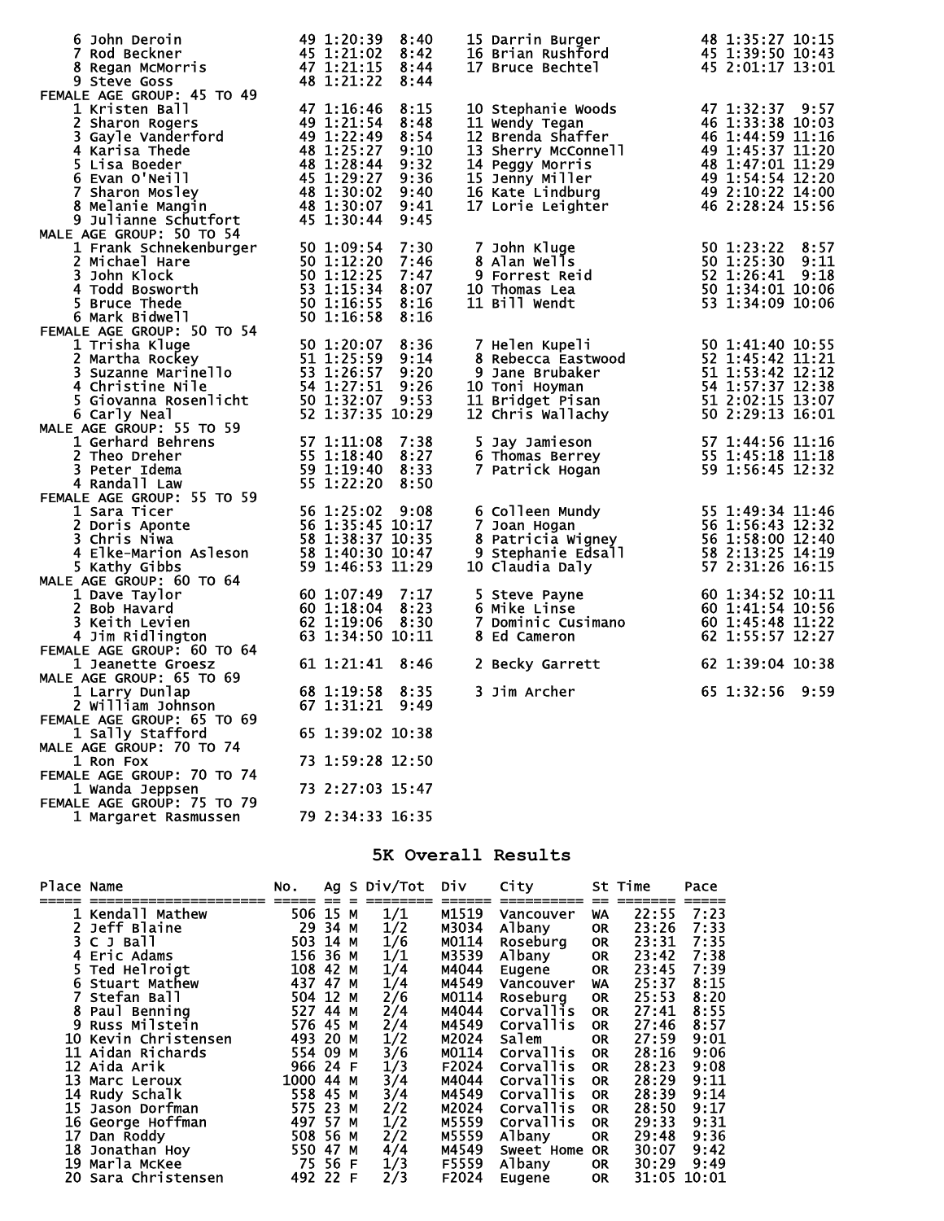6 John Deroin 49 1:20:39 8:40
7 Rod Beckner 45 1:21:02 8:42
8 Regan McMorris 47 1:21:15 8:44
9 Steve Goss 48 1:21:22 8:44
15 Darrin Burger 48 1:35:27 10:15
16 Brian Rushford 45 1:39:50 10:43
17 Bruce Bechtel 45 2:01:17 13:01

FEMALE AGE GROUP: 45 TO 49

1 Kristen Ball 47 1:16:46 8:15
2 Sharon Rogers 49 1:21:54 8:48
3 Gayle Vanderford 49 1:22:49 8:54
4 Karisa Thede 48 1:25:27 9:10
5 Lisa Boeder 48 1:28:44 9:32
6 Evan O'Neill 45 1:29:27 9:36
7 Sharon Mosley 48 1:30:02 9:40
8 Melanie Mangin 48 1:30:07 9:41
9 Julianne Schutfort 45 1:30:44 9:45
10 Stephanie Woods 47 1:32:37 9:57
11 Wendy Tegan 46 1:33:38 10:03
12 Brenda Shaffer 46 1:44:59 11:16
13 Sherry McConnell 49 1:45:37 11:20
14 Peggy Morris 48 1:47:01 11:29
15 Jenny Miller 49 1:54:54 12:20
16 Kate Lindburg 49 2:10:22 14:00
17 Lorie Leighter 46 2:28:24 15:56

MALE AGE GROUP: 50 TO 54

1 Frank Schnekenburger 50 1:09:54 7:30
2 Michael Hare 50 1:12:20 7:46
3 John Klock 50 1:12:25 7:47
4 Todd Bosworth 53 1:15:34 8:07
5 Bruce Thede 50 1:16:55 8:16
6 Mark Bidwell 50 1:16:58 8:16
7 John Kluge 50 1:23:22 8:57
8 Alan Wells 50 1:25:30 9:11
9 Forrest Reid 52 1:26:41 9:18
10 Thomas Lea 50 1:34:01 10:06
11 Bill Wendt 53 1:34:09 10:06

FEMALE AGE GROUP: 50 TO 54

1 Trisha Kluge 50 1:20:07 8:36
2 Martha Rockey 51 1:25:59 9:14
3 Suzanne Marinello 53 1:26:57 9:20
4 Christine Nile 54 1:27:51 9:26
5 Giovanna Rosenlicht 50 1:32:07 9:53
6 Carly Neal 52 1:37:35 10:29
7 Helen Kupeli 50 1:41:40 10:55
8 Rebecca Eastwood 52 1:45:42 11:21
9 Jane Brubaker 51 1:53:42 12:12
10 Toni Hoyman 54 1:57:37 12:38
11 Bridget Pisan 51 2:02:15 13:07
12 Chris Wallachy 50 2:29:13 16:01

MALE AGE GROUP: 55 TO 59

1 Gerhard Behrens 57 1:11:08 7:38
2 Theo Dreher 55 1:18:40 8:27
3 Peter Idema 59 1:19:40 8:33
4 Randall Law 55 1:22:20 8:50
5 Jay Jamieson 57 1:44:56 11:16
6 Thomas Berrey 55 1:45:18 11:18
7 Patrick Hogan 59 1:56:45 12:32

FEMALE AGE GROUP: 55 TO 59

1 Sara Ticer 56 1:25:02 9:08
2 Doris Aponte 56 1:35:45 10:17
3 Chris Niwa 58 1:38:37 10:35
4 Elke-Marion Asleson 58 1:40:30 10:47
5 Kathy Gibbs 59 1:46:53 11:29
6 Colleen Mundy 55 1:49:34 11:46
7 Joan Hogan 56 1:56:43 12:32
8 Patricia Wigney 56 1:58:00 12:40
9 Stephanie Edsall 58 2:13:25 14:19
10 Claudia Daly 57 2:31:26 16:15

MALE AGE GROUP: 60 TO 64

1 Dave Taylor 60 1:07:49 7:17
2 Bob Havard 60 1:18:04 8:23
3 Keith Levien 62 1:19:06 8:30
4 Jim Ridlington 63 1:34:50 10:11
5 Steve Payne 60 1:34:52 10:11
6 Mike Linse 60 1:41:54 10:56
7 Dominic Cusimano 60 1:45:48 11:22
8 Ed Cameron 62 1:55:57 12:27

FEMALE AGE GROUP: 60 TO 64

1 Jeanette Groesz 61 1:21:41 8:46
2 Becky Garrett 62 1:39:04 10:38

MALE AGE GROUP: 65 TO 69

1 Larry Dunlap 68 1:19:58 8:35
2 William Johnson 67 1:31:21 9:49
3 Jim Archer 65 1:32:56 9:59

FEMALE AGE GROUP: 65 TO 69

1 Sally Stafford 65 1:39:02 10:38

MALE AGE GROUP: 70 TO 74

1 Ron Fox 73 1:59:28 12:50

FEMALE AGE GROUP: 70 TO 74

1 Wanda Jeppsen 73 2:27:03 15:47

FEMALE AGE GROUP: 75 TO 79

1 Margaret Rasmussen 79 2:34:33 16:35

## 5K Overall Results

| Place | Name | No. | Ag | S | Div/Tot | Div | City | St | Time | Pace |
|---|---|---|---|---|---|---|---|---|---|---|
| 1 | Kendall Mathew | 506 | 15 | M | 1/1 | M1519 | Vancouver | WA | 22:55 | 7:23 |
| 2 | Jeff Blaine | 29 | 34 | M | 1/2 | M3034 | Albany | OR | 23:26 | 7:33 |
| 3 | C J Ball | 503 | 14 | M | 1/6 | M0114 | Roseburg | OR | 23:31 | 7:35 |
| 4 | Eric Adams | 156 | 36 | M | 1/1 | M3539 | Albany | OR | 23:42 | 7:38 |
| 5 | Ted Helroigt | 108 | 42 | M | 1/4 | M4044 | Eugene | OR | 23:45 | 7:39 |
| 6 | Stuart Mathew | 437 | 47 | M | 1/4 | M4549 | Vancouver | WA | 25:37 | 8:15 |
| 7 | Stefan Ball | 504 | 12 | M | 2/6 | M0114 | Roseburg | OR | 25:53 | 8:20 |
| 8 | Paul Benning | 527 | 44 | M | 2/4 | M4044 | Corvallis | OR | 27:41 | 8:55 |
| 9 | Russ Milstein | 576 | 45 | M | 2/4 | M4549 | Corvallis | OR | 27:46 | 8:57 |
| 10 | Kevin Christensen | 493 | 20 | M | 1/2 | M2024 | Salem | OR | 27:59 | 9:01 |
| 11 | Aidan Richards | 554 | 09 | M | 3/6 | M0114 | Corvallis | OR | 28:16 | 9:06 |
| 12 | Aida Arik | 966 | 24 | F | 1/3 | F2024 | Corvallis | OR | 28:23 | 9:08 |
| 13 | Marc Leroux | 1000 | 44 | M | 3/4 | M4044 | Corvallis | OR | 28:29 | 9:11 |
| 14 | Rudy Schalk | 558 | 45 | M | 3/4 | M4549 | Corvallis | OR | 28:39 | 9:14 |
| 15 | Jason Dorfman | 575 | 23 | M | 2/2 | M2024 | Corvallis | OR | 28:50 | 9:17 |
| 16 | George Hoffman | 497 | 57 | M | 1/2 | M5559 | Corvallis | OR | 29:33 | 9:31 |
| 17 | Dan Roddy | 508 | 56 | M | 2/2 | M5559 | Albany | OR | 29:48 | 9:36 |
| 18 | Jonathan Hoy | 550 | 47 | M | 4/4 | M4549 | Sweet Home | OR | 30:07 | 9:42 |
| 19 | Marla McKee | 75 | 56 | F | 1/3 | F5559 | Albany | OR | 30:29 | 9:49 |
| 20 | Sara Christensen | 492 | 22 | F | 2/3 | F2024 | Eugene | OR | 31:05 | 10:01 |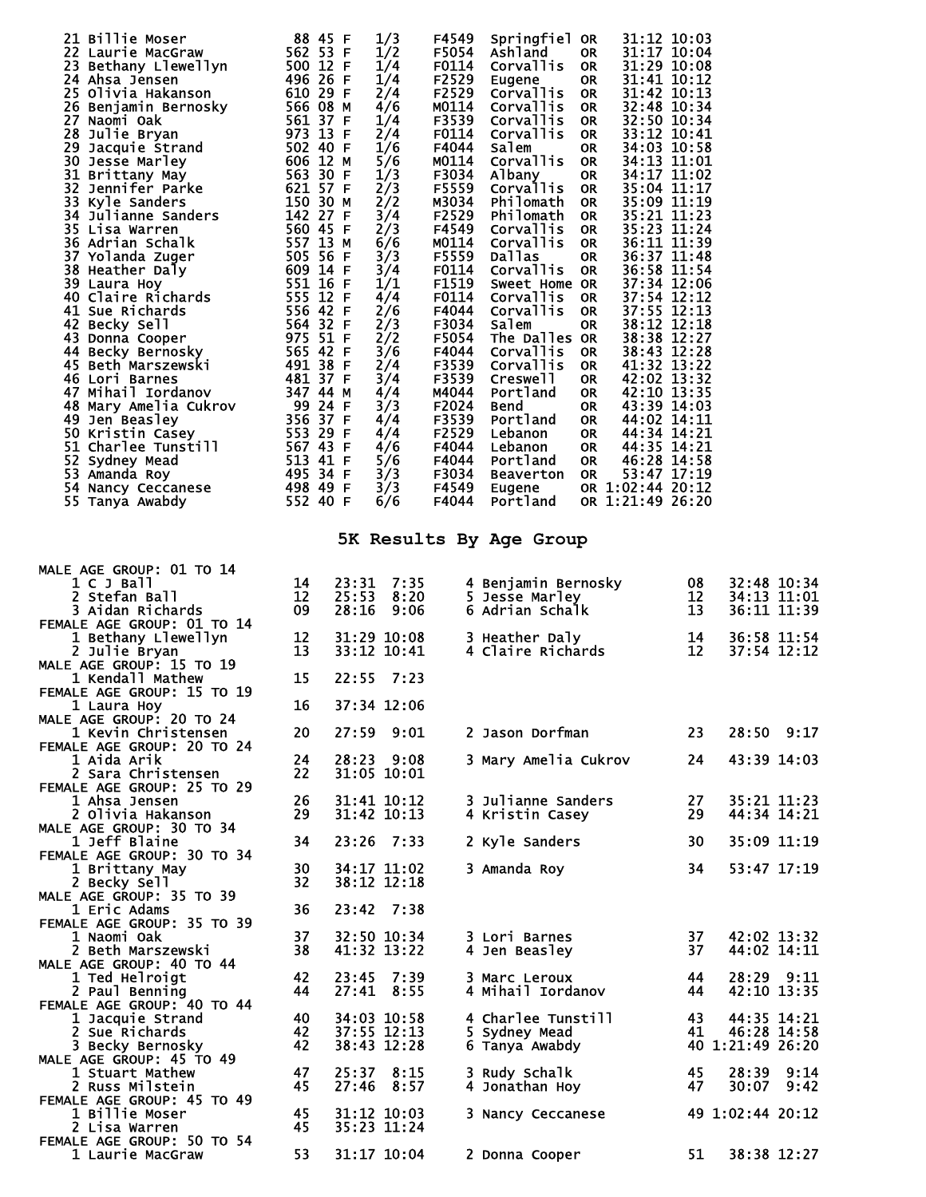| | | | | | | | | | | |
|---|---|---|---|---|---|---|---|---|---|---|
| 21 | Billie Moser | 88 | 45 | F | 1/3 | F4549 | Springfiel | OR | 31:12 | 10:03 |
| 22 | Laurie MacGraw | 562 | 53 | F | 1/2 | F5054 | Ashland | OR | 31:17 | 10:04 |
| 23 | Bethany Llewellyn | 500 | 12 | F | 1/4 | F0114 | Corvallis | OR | 31:29 | 10:08 |
| 24 | Ahsa Jensen | 496 | 26 | F | 1/4 | F2529 | Eugene | OR | 31:41 | 10:12 |
| 25 | Olivia Hakanson | 610 | 29 | F | 2/4 | F2529 | Corvallis | OR | 31:42 | 10:13 |
| 26 | Benjamin Bernosky | 566 | 08 | M | 4/6 | M0114 | Corvallis | OR | 32:48 | 10:34 |
| 27 | Naomi Oak | 561 | 37 | F | 1/4 | F3539 | Corvallis | OR | 32:50 | 10:34 |
| 28 | Julie Bryan | 973 | 13 | F | 2/4 | F0114 | Corvallis | OR | 33:12 | 10:41 |
| 29 | Jacquie Strand | 502 | 40 | F | 1/6 | F4044 | Salem | OR | 34:03 | 10:58 |
| 30 | Jesse Marley | 606 | 12 | M | 5/6 | M0114 | Corvallis | OR | 34:13 | 11:01 |
| 31 | Brittany May | 563 | 30 | F | 1/3 | F3034 | Albany | OR | 34:17 | 11:02 |
| 32 | Jennifer Parke | 621 | 57 | F | 2/3 | F5559 | Corvallis | OR | 35:04 | 11:17 |
| 33 | Kyle Sanders | 150 | 30 | M | 2/2 | M3034 | Philomath | OR | 35:09 | 11:19 |
| 34 | Julianne Sanders | 142 | 27 | F | 3/4 | F2529 | Philomath | OR | 35:21 | 11:23 |
| 35 | Lisa Warren | 560 | 45 | F | 2/3 | F4549 | Corvallis | OR | 35:23 | 11:24 |
| 36 | Adrian Schalk | 557 | 13 | M | 6/6 | M0114 | Corvallis | OR | 36:11 | 11:39 |
| 37 | Yolanda Zuger | 505 | 56 | F | 3/3 | F5559 | Dallas | OR | 36:37 | 11:48 |
| 38 | Heather Daly | 609 | 14 | F | 3/4 | F0114 | Corvallis | OR | 36:58 | 11:54 |
| 39 | Laura Hoy | 551 | 16 | F | 1/1 | F1519 | Sweet Home | OR | 37:34 | 12:06 |
| 40 | Claire Richards | 555 | 12 | F | 4/4 | F0114 | Corvallis | OR | 37:54 | 12:12 |
| 41 | Sue Richards | 556 | 42 | F | 2/6 | F4044 | Corvallis | OR | 37:55 | 12:13 |
| 42 | Becky Sell | 564 | 32 | F | 2/3 | F3034 | Salem | OR | 38:12 | 12:18 |
| 43 | Donna Cooper | 975 | 51 | F | 2/2 | F5054 | The Dalles | OR | 38:38 | 12:27 |
| 44 | Becky Bernosky | 565 | 42 | F | 3/6 | F4044 | Corvallis | OR | 38:43 | 12:28 |
| 45 | Beth Marszewski | 491 | 38 | F | 2/4 | F3539 | Corvallis | OR | 41:32 | 13:22 |
| 46 | Lori Barnes | 481 | 37 | F | 3/4 | F3539 | Creswell | OR | 42:02 | 13:32 |
| 47 | Mihail Iordanov | 347 | 44 | M | 4/4 | M4044 | Portland | OR | 42:10 | 13:35 |
| 48 | Mary Amelia Cukrov | 99 | 24 | F | 3/3 | F2024 | Bend | OR | 43:39 | 14:03 |
| 49 | Jen Beasley | 356 | 37 | F | 4/4 | F3539 | Portland | OR | 44:02 | 14:11 |
| 50 | Kristin Casey | 553 | 29 | F | 4/4 | F2529 | Lebanon | OR | 44:34 | 14:21 |
| 51 | Charlee Tunstill | 567 | 43 | F | 4/6 | F4044 | Lebanon | OR | 44:35 | 14:21 |
| 52 | Sydney Mead | 513 | 41 | F | 5/6 | F4044 | Portland | OR | 46:28 | 14:58 |
| 53 | Amanda Roy | 495 | 34 | F | 3/3 | F3034 | Beaverton | OR | 53:47 | 17:19 |
| 54 | Nancy Ceccanese | 498 | 49 | F | 3/3 | F4549 | Eugene | OR | 1:02:44 | 20:12 |
| 55 | Tanya Awabdy | 552 | 40 | F | 6/6 | F4044 | Portland | OR | 1:21:49 | 26:20 |

## 5K Results By Age Group

MALE AGE GROUP: 01 TO 14

| | | | | | | | | | |
|---|---|---|---|---|---|---|---|---|---|
| 1 | C J Ball | 14 | 23:31 | 7:35 | 4 | Benjamin Bernosky | 08 | 32:48 | 10:34 |
| 2 | Stefan Ball | 12 | 25:53 | 8:20 | 5 | Jesse Marley | 12 | 34:13 | 11:01 |
| 3 | Aidan Richards | 09 | 28:16 | 9:06 | 6 | Adrian Schalk | 13 | 36:11 | 11:39 |

FEMALE AGE GROUP: 01 TO 14

| | | | | | | | | | |
|---|---|---|---|---|---|---|---|---|---|
| 1 | Bethany Llewellyn | 12 | 31:29 | 10:08 | 3 | Heather Daly | 14 | 36:58 | 11:54 |
| 2 | Julie Bryan | 13 | 33:12 | 10:41 | 4 | Claire Richards | 12 | 37:54 | 12:12 |

MALE AGE GROUP: 15 TO 19

| | | | | |
|---|---|---|---|---|
| 1 | Kendall Mathew | 15 | 22:55 | 7:23 |

FEMALE AGE GROUP: 15 TO 19

| | | | | |
|---|---|---|---|---|
| 1 | Laura Hoy | 16 | 37:34 | 12:06 |

MALE AGE GROUP: 20 TO 24

| | | | | | | | | | |
|---|---|---|---|---|---|---|---|---|---|
| 1 | Kevin Christensen | 20 | 27:59 | 9:01 | 2 | Jason Dorfman | 23 | 28:50 | 9:17 |

FEMALE AGE GROUP: 20 TO 24

| | | | | | | | | | |
|---|---|---|---|---|---|---|---|---|---|
| 1 | Aida Arik | 24 | 28:23 | 9:08 | 3 | Mary Amelia Cukrov | 24 | 43:39 | 14:03 |
| 2 | Sara Christensen | 22 | 31:05 | 10:01 | | | | | |

FEMALE AGE GROUP: 25 TO 29

| | | | | | | | | | |
|---|---|---|---|---|---|---|---|---|---|
| 1 | Ahsa Jensen | 26 | 31:41 | 10:12 | 3 | Julianne Sanders | 27 | 35:21 | 11:23 |
| 2 | Olivia Hakanson | 29 | 31:42 | 10:13 | 4 | Kristin Casey | 29 | 44:34 | 14:21 |

MALE AGE GROUP: 30 TO 34

| | | | | | | | | | |
|---|---|---|---|---|---|---|---|---|---|
| 1 | Jeff Blaine | 34 | 23:26 | 7:33 | 2 | Kyle Sanders | 30 | 35:09 | 11:19 |

FEMALE AGE GROUP: 30 TO 34

| | | | | | | | | | |
|---|---|---|---|---|---|---|---|---|---|
| 1 | Brittany May | 30 | 34:17 | 11:02 | 3 | Amanda Roy | 34 | 53:47 | 17:19 |
| 2 | Becky Sell | 32 | 38:12 | 12:18 | | | | | |

MALE AGE GROUP: 35 TO 39

| | | | | |
|---|---|---|---|---|
| 1 | Eric Adams | 36 | 23:42 | 7:38 |

FEMALE AGE GROUP: 35 TO 39

| | | | | | | | | | |
|---|---|---|---|---|---|---|---|---|---|
| 1 | Naomi Oak | 37 | 32:50 | 10:34 | 3 | Lori Barnes | 37 | 42:02 | 13:32 |
| 2 | Beth Marszewski | 38 | 41:32 | 13:22 | 4 | Jen Beasley | 37 | 44:02 | 14:11 |

MALE AGE GROUP: 40 TO 44

| | | | | | | | | | |
|---|---|---|---|---|---|---|---|---|---|
| 1 | Ted Helroigt | 42 | 23:45 | 7:39 | 3 | Marc Leroux | 44 | 28:29 | 9:11 |
| 2 | Paul Benning | 44 | 27:41 | 8:55 | 4 | Mihail Iordanov | 44 | 42:10 | 13:35 |

FEMALE AGE GROUP: 40 TO 44

| | | | | | | | | | |
|---|---|---|---|---|---|---|---|---|---|
| 1 | Jacquie Strand | 40 | 34:03 | 10:58 | 4 | Charlee Tunstill | 43 | 44:35 | 14:21 |
| 2 | Sue Richards | 42 | 37:55 | 12:13 | 5 | Sydney Mead | 41 | 46:28 | 14:58 |
| 3 | Becky Bernosky | 42 | 38:43 | 12:28 | 6 | Tanya Awabdy | 40 | 1:21:49 | 26:20 |

MALE AGE GROUP: 45 TO 49

| | | | | | | | | | |
|---|---|---|---|---|---|---|---|---|---|
| 1 | Stuart Mathew | 47 | 25:37 | 8:15 | 3 | Rudy Schalk | 45 | 28:39 | 9:14 |
| 2 | Russ Milstein | 45 | 27:46 | 8:57 | 4 | Jonathan Hoy | 47 | 30:07 | 9:42 |

FEMALE AGE GROUP: 45 TO 49

| | | | | | | | | | |
|---|---|---|---|---|---|---|---|---|---|
| 1 | Billie Moser | 45 | 31:12 | 10:03 | 3 | Nancy Ceccanese | 49 | 1:02:44 | 20:12 |
| 2 | Lisa Warren | 45 | 35:23 | 11:24 | | | | | |

FEMALE AGE GROUP: 50 TO 54

| | | | | | | | | | |
|---|---|---|---|---|---|---|---|---|---|
| 1 | Laurie MacGraw | 53 | 31:17 | 10:04 | 2 | Donna Cooper | 51 | 38:38 | 12:27 |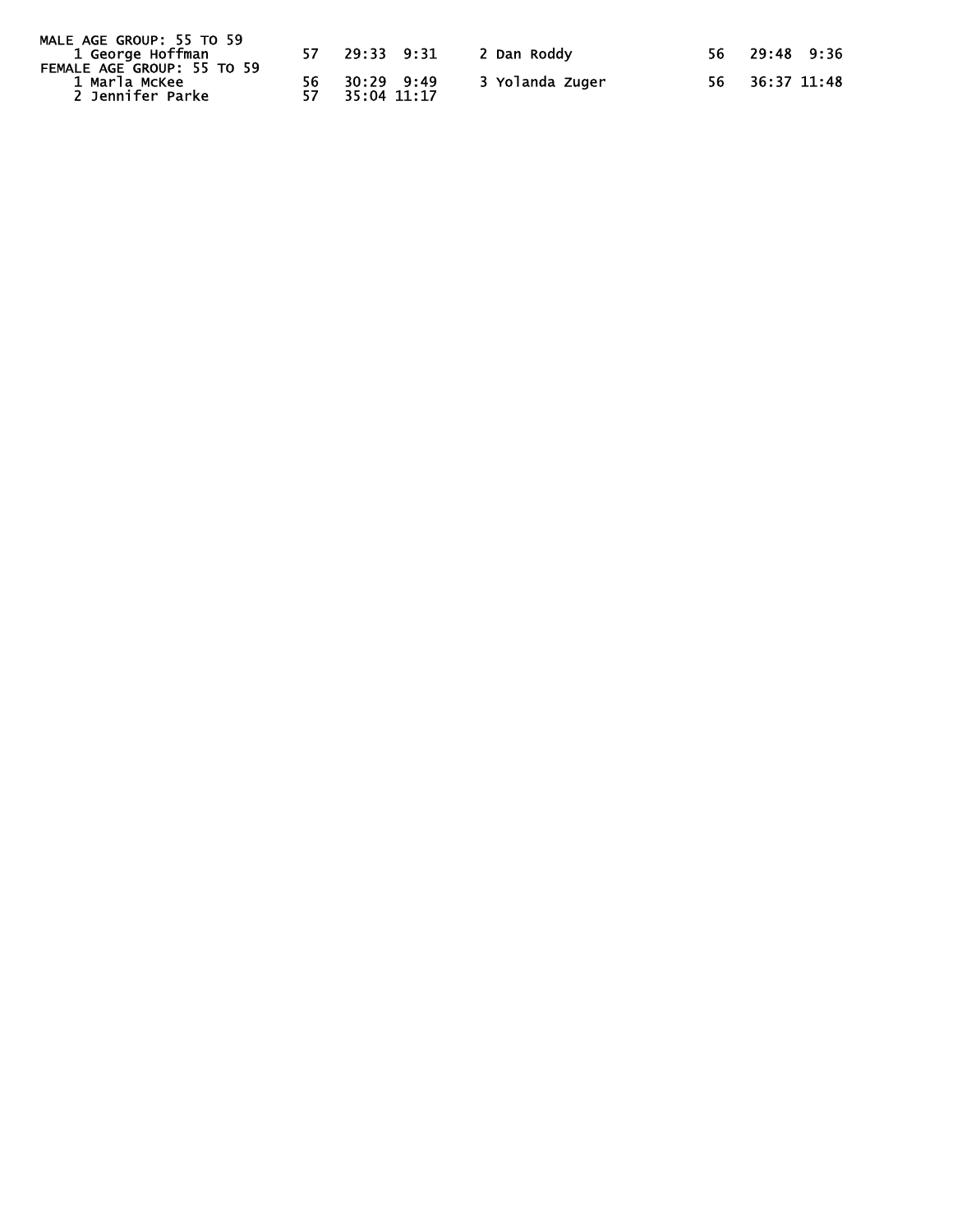```
MALE AGE GROUP: 55 TO 59
    1 George Hoffman        57   29:33  9:31     2 Dan Roddy              56   29:48  9:36
FEMALE AGE GROUP: 55 TO 59
    1 Marla McKee           56   30:29  9:49     3 Yolanda Zuger          56   36:37 11:48
    2 Jennifer Parke        57   35:04 11:17
```